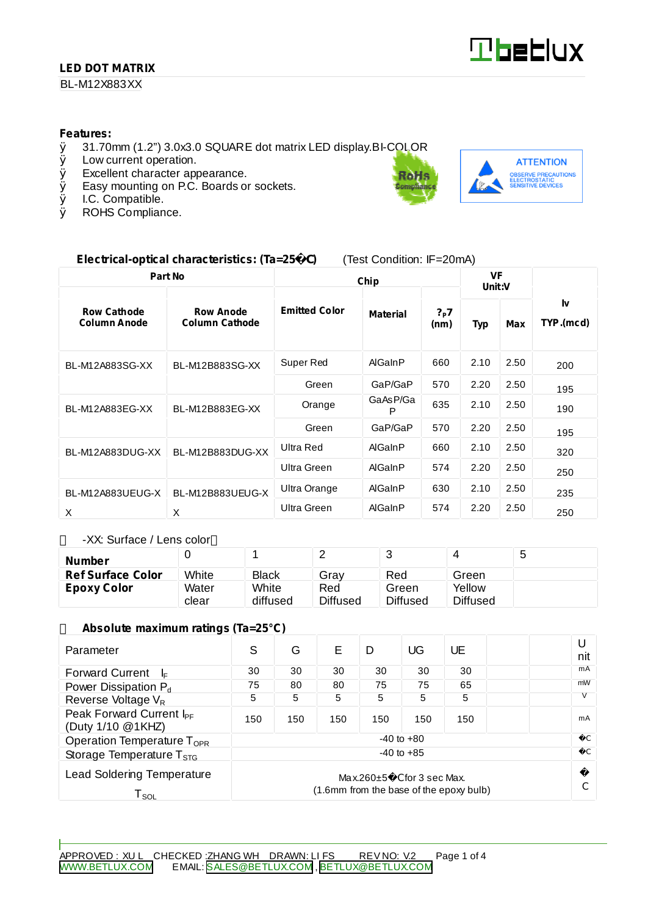**LED DOT MATRIX**

BL-M12X883XX

**Features:**

- 31.70mm (1.2") 3.0x3.0 SQUARE dot matrix LED display.BI-COLOR
- Low current operation.
- Excellent character appearance.
- Easy mounting on P.C. Boards or sockets.
- I.C. Compatible.
- ROHS Compliance.

RoHs Compliance

ATTENTION
OBSERVE PRECAUTIONS ELECTROSTATIC SENSITIVE DEVICES

**Electrical-optical characteristics: (Ta=25°C)** (Test Condition: IF=20mA)

| Part No | | Chip | | | VF Unit:V | | Iv |
|---|---|---|---|---|---|---|---|
| **Row Cathode Column Anode** | **Row Anode Column Cathode** | **Emitted Color** | **Material** | **λP (nm)** | **Typ** | **Max** | **TYP.(mcd)** |
| BL-M12A883SG-XX | BL-M12B883SG-XX | Super Red | AlGaInP | 660 | 2.10 | 2.50 | 200 |
| | | Green | GaP/GaP | 570 | 2.20 | 2.50 | 195 |
| BL-M12A883EG-XX | BL-M12B883EG-XX | Orange | GaAsP/GaP | 635 | 2.10 | 2.50 | 190 |
| | | Green | GaP/GaP | 570 | 2.20 | 2.50 | 195 |
| BL-M12A883DUG-XX | BL-M12B883DUG-XX | Ultra Red | AlGaInP | 660 | 2.10 | 2.50 | 320 |
| | | Ultra Green | AlGaInP | 574 | 2.20 | 2.50 | 250 |
| BL-M12A883UEUG-XX | BL-M12B883UEUG-XX | Ultra Orange | AlGaInP | 630 | 2.10 | 2.50 | 235 |
| | | Ultra Green | AlGaInP | 574 | 2.20 | 2.50 | 250 |

-XX: Surface / Lens color

| **Number** | 0 | 1 | 2 | 3 | 4 | 5 |
|---|---|---|---|---|---|---|
| **Ref Surface Color** | White | Black | Gray | Red | Green | |
| **Epoxy Color** | Water clear | White diffused | Red Diffused | Green Diffused | Yellow Diffused | |

**Absolute maximum ratings (Ta=25°C)**

| Parameter | S | G | E | D | UG | UE | | | Unit |
|---|---|---|---|---|---|---|---|---|---|
| Forward Current $I_F$ | 30 | 30 | 30 | 30 | 30 | 30 | | | mA |
| Power Dissipation $P_d$ | 75 | 80 | 80 | 75 | 75 | 65 | | | mW |
| Reverse Voltage $V_R$ | 5 | 5 | 5 | 5 | 5 | 5 | | | V |
| Peak Forward Current $I_{PF}$ (Duty 1/10 @1KHZ) | 150 | 150 | 150 | 150 | 150 | 150 | | | mA |
| Operation Temperature $T_{OPR}$ | -40 to +80 | | | | | | | | °C |
| Storage Temperature $T_{STG}$ | -40 to +85 | | | | | | | | °C |
| Lead Soldering Temperature $T_{SOL}$ | Max.260±5°C for 3 sec Max. (1.6mm from the base of the epoxy bulb) | | | | | | | | °C |

APPROVED : XU L CHECKED :ZHANG WH DRAWN: LI FS REV NO: V.2

WWW.BETLUX.COM EMAIL: SALES@BETLUX.COM , BETLUX@BETLUX.COM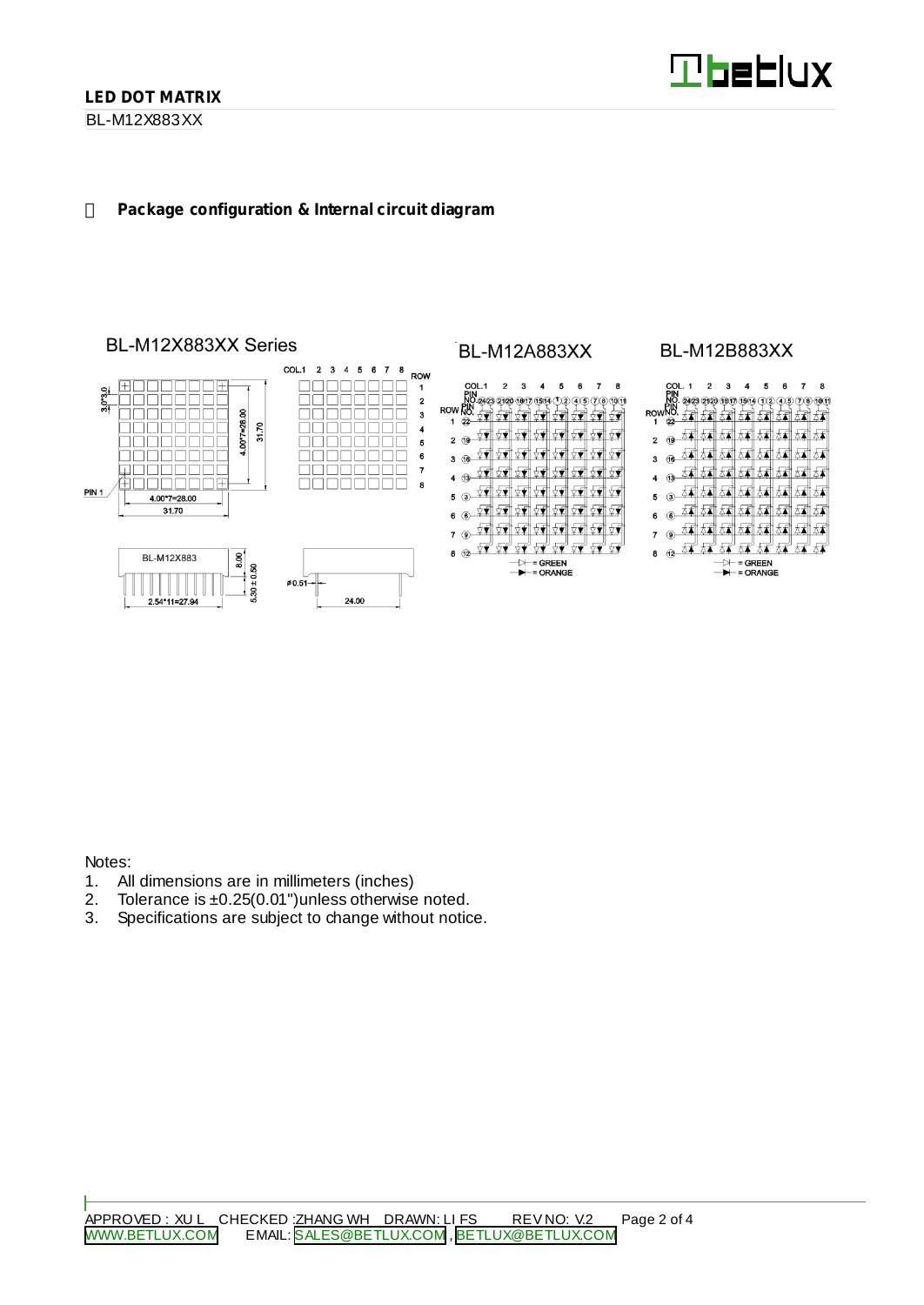**LED DOT MATRIX**

BL-M12X883XX

**Package configuration & Internal circuit diagram**

BL-M12X883XX Series

BL-M12A883XX

BL-M12B883XX

Notes:
1. All dimensions are in millimeters (inches)
2. Tolerance is ±0.25(0.01")unless otherwise noted.
3. Specifications are subject to change without notice.

APPROVED : XU L CHECKED :ZHANG WH DRAWN: LI FS REV NO: V.2
WWW.BETLUX.COM EMAIL: SALES@BETLUX.COM , BETLUX@BETLUX.COM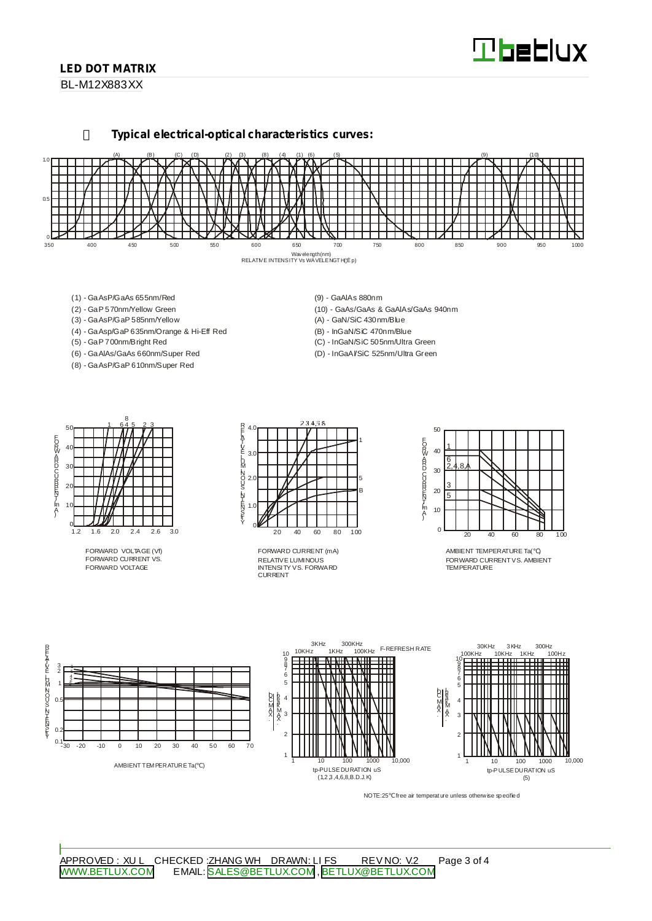## Typical electrical-optical characteristics curves:

Wavelength(nm)
RELATIVE INTENSITY Vs WAVELENGTH(λp)

- (1) - GaAsP/GaAs 655nm/Red
- (2) - GaP 570nm/Yellow Green
- (3) - GaAsP/GaP 585nm/Yellow
- (4) - GaAsp/GaP 635nm/Orange & Hi-Eff Red
- (5) - GaP 700nm/Bright Red
- (6) - GaAlAs/GaAs 660nm/Super Red
- (8) - GaAsP/GaP 610nm/Super Red
- (9) - GaAlAs 880nm
- (10) - GaAs/GaAs & GaAlAs/GaAs 940nm
- (A) - GaN/SiC 430nm/Blue
- (B) - InGaN/SiC 470nm/Blue
- (C) - InGaN/SiC 505nm/Ultra Green
- (D) - InGaAl/SiC 525nm/Ultra Green

FORWARD VOLTAGE (Vf)
FORWARD CURRENT VS. FORWARD VOLTAGE

FORWARD CURRENT (mA)
RELATIVE LUMINOUS INTENSITY VS. FORWARD CURRENT

AMBIENT TEMPERATURE Ta(℃)
FORWARD CURRENT VS. AMBIENT TEMPERATURE

AMBIENT TEMPERATURE Ta(℃)

tp-PULSE DURATION uS
(1,2,3,4,6,8,B.D.J.K)

tp-PULSE DURATION uS
(5)

NOTE:25℃ free air temperature unless otherwise specified

APPROVED : XU L CHECKED :ZHANG WH DRAWN: LI FS REV NO: V.2
WWW.BETLUX.COM EMAIL: SALES@BETLUX.COM , BETLUX@BETLUX.COM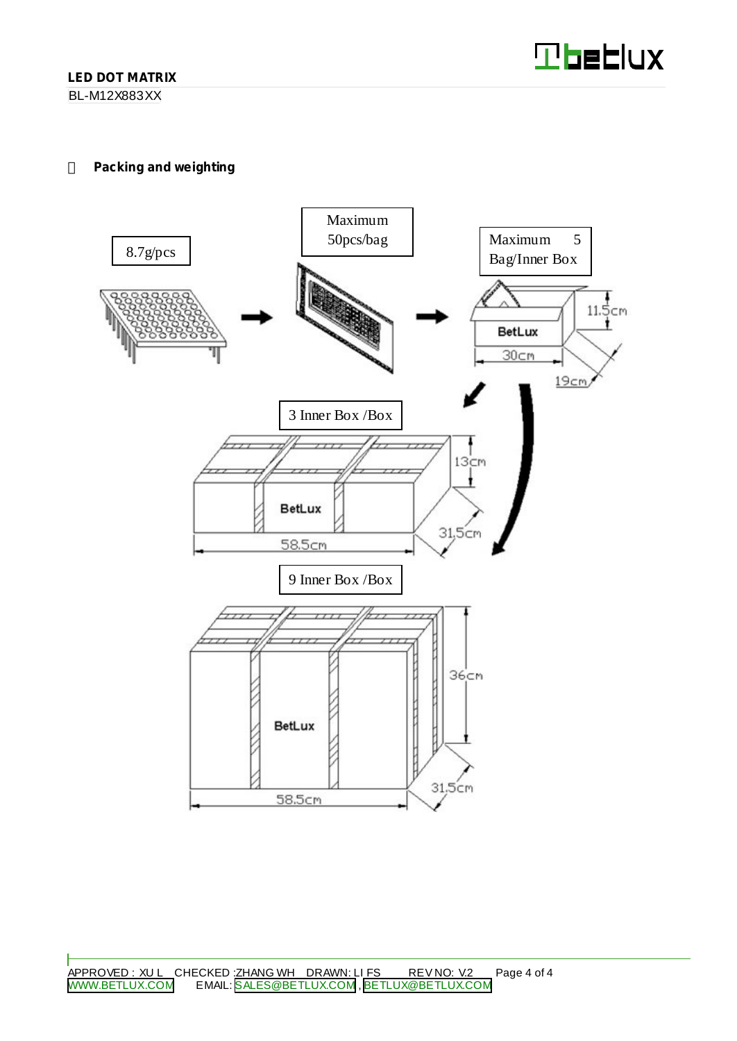## Packing and weighting

8.7g/pcs

Maximum 50pcs/bag

Maximum 5 Bag/Inner Box

BetLux

11.5cm

30cm

19cm

3 Inner Box /Box

BetLux

13cm

58.5cm

31.5cm

9 Inner Box /Box

BetLux

36cm

58.5cm

31.5cm